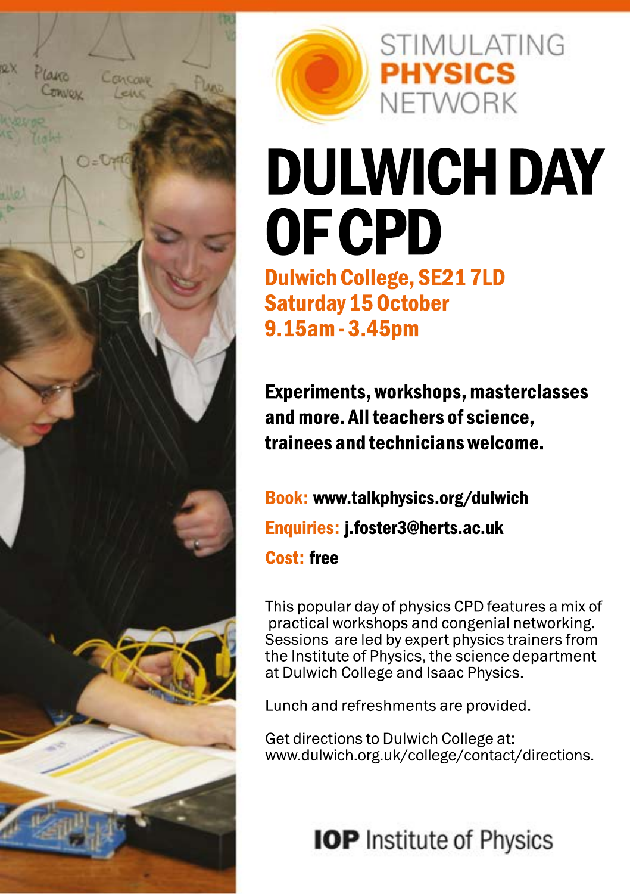STIMULATING **PHYSICS** NETWORK

# DULWICH DAY OF CPD

**Dulwich College, SE21 7LD**
**Saturday 15 October**
**9.15am - 3.45pm**

**Experiments, workshops, masterclasses and more. All teachers of science, trainees and technicians welcome.**

**Book:** www.talkphysics.org/dulwich

**Enquiries:** j.foster3@herts.ac.uk

**Cost:** free

This popular day of physics CPD features a mix of practical workshops and congenial networking. Sessions are led by expert physics trainers from the Institute of Physics, the science department at Dulwich College and Isaac Physics.

Lunch and refreshments are provided.

Get directions to Dulwich College at: www.dulwich.org.uk/college/contact/directions.

**IOP** Institute of Physics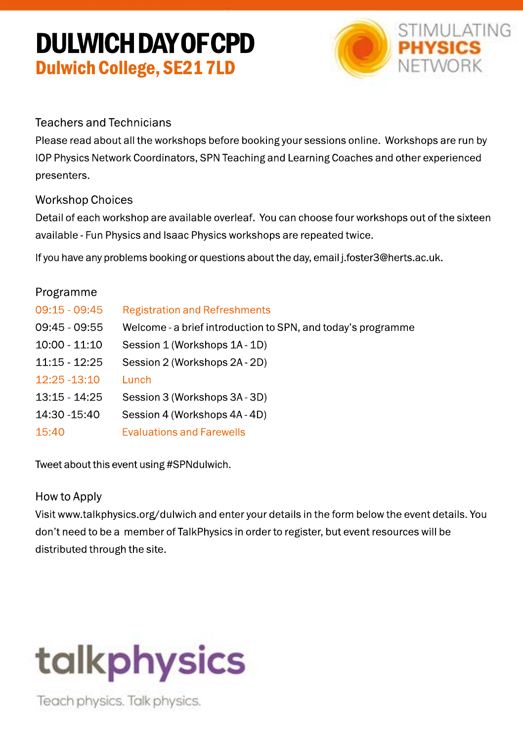# DULWICH DAY OF CPD

## Dulwich College, SE21 7LD

STIMULATING PHYSICS NETWORK

### Teachers and Technicians

Please read about all the workshops before booking your sessions online. Workshops are run by IOP Physics Network Coordinators, SPN Teaching and Learning Coaches and other experienced presenters.

### Workshop Choices

Detail of each workshop are available overleaf. You can choose four workshops out of the sixteen available - Fun Physics and Isaac Physics workshops are repeated twice.

If you have any problems booking or questions about the day, email j.foster3@herts.ac.uk.

### Programme

| | |
|---|---|
| 09:15 - 09:45 | Registration and Refreshments |
| 09:45 - 09:55 | Welcome - a brief introduction to SPN, and today's programme |
| 10:00 - 11:10 | Session 1 (Workshops 1A - 1D) |
| 11:15 - 12:25 | Session 2 (Workshops 2A - 2D) |
| 12:25 -13:10 | Lunch |
| 13:15 - 14:25 | Session 3 (Workshops 3A - 3D) |
| 14:30 -15:40 | Session 4 (Workshops 4A - 4D) |
| 15:40 | Evaluations and Farewells |

Tweet about this event using #SPNdulwich.

### How to Apply

Visit www.talkphysics.org/dulwich and enter your details in the form below the event details. You don't need to be a member of TalkPhysics in order to register, but event resources will be distributed through the site.

talkphysics

Teach physics. Talk physics.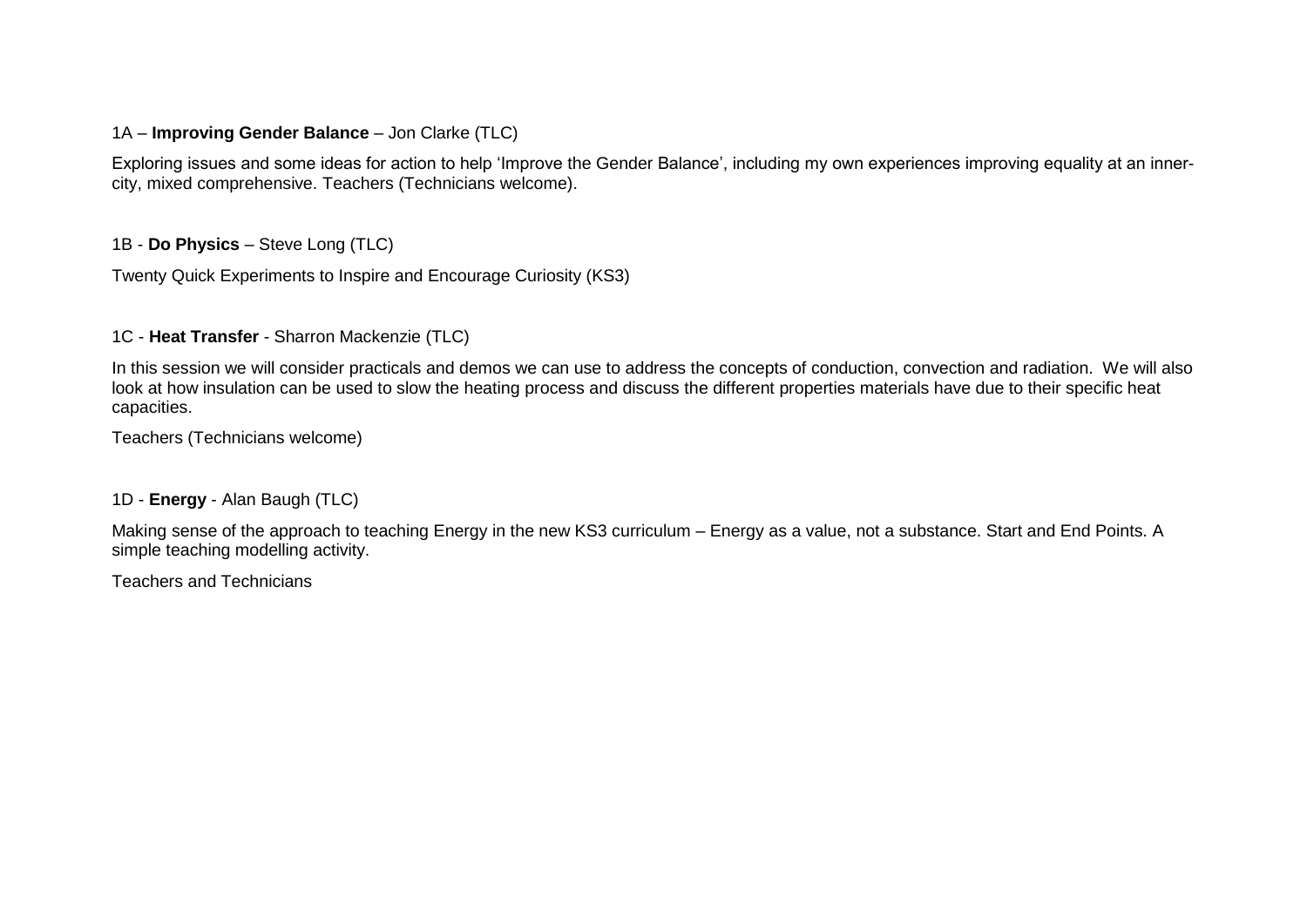1A – **Improving Gender Balance** – Jon Clarke (TLC)

Exploring issues and some ideas for action to help 'Improve the Gender Balance', including my own experiences improving equality at an inner-city, mixed comprehensive. Teachers (Technicians welcome).

1B - **Do Physics** – Steve Long (TLC)

Twenty Quick Experiments to Inspire and Encourage Curiosity (KS3)

1C - **Heat Transfer** - Sharron Mackenzie (TLC)

In this session we will consider practicals and demos we can use to address the concepts of conduction, convection and radiation. We will also look at how insulation can be used to slow the heating process and discuss the different properties materials have due to their specific heat capacities.

Teachers (Technicians welcome)

1D - **Energy** - Alan Baugh (TLC)

Making sense of the approach to teaching Energy in the new KS3 curriculum – Energy as a value, not a substance. Start and End Points. A simple teaching modelling activity.

Teachers and Technicians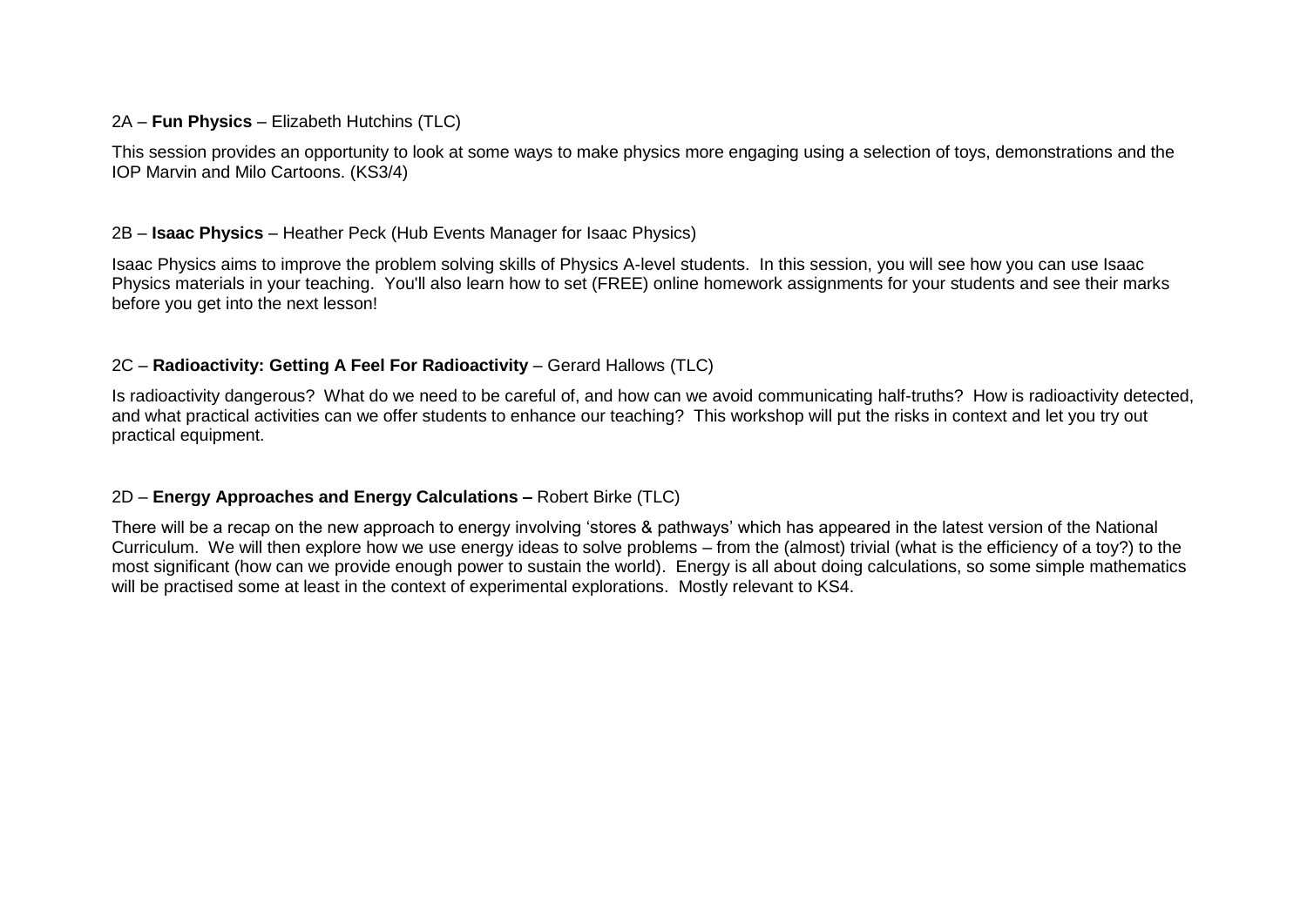2A – **Fun Physics** – Elizabeth Hutchins (TLC)

This session provides an opportunity to look at some ways to make physics more engaging using a selection of toys, demonstrations and the IOP Marvin and Milo Cartoons. (KS3/4)

2B – **Isaac Physics** – Heather Peck (Hub Events Manager for Isaac Physics)

Isaac Physics aims to improve the problem solving skills of Physics A-level students. In this session, you will see how you can use Isaac Physics materials in your teaching. You'll also learn how to set (FREE) online homework assignments for your students and see their marks before you get into the next lesson!

2C – **Radioactivity: Getting A Feel For Radioactivity** – Gerard Hallows (TLC)

Is radioactivity dangerous? What do we need to be careful of, and how can we avoid communicating half-truths? How is radioactivity detected, and what practical activities can we offer students to enhance our teaching? This workshop will put the risks in context and let you try out practical equipment.

2D – **Energy Approaches and Energy Calculations –** Robert Birke (TLC)

There will be a recap on the new approach to energy involving 'stores & pathways' which has appeared in the latest version of the National Curriculum. We will then explore how we use energy ideas to solve problems – from the (almost) trivial (what is the efficiency of a toy?) to the most significant (how can we provide enough power to sustain the world). Energy is all about doing calculations, so some simple mathematics will be practised some at least in the context of experimental explorations. Mostly relevant to KS4.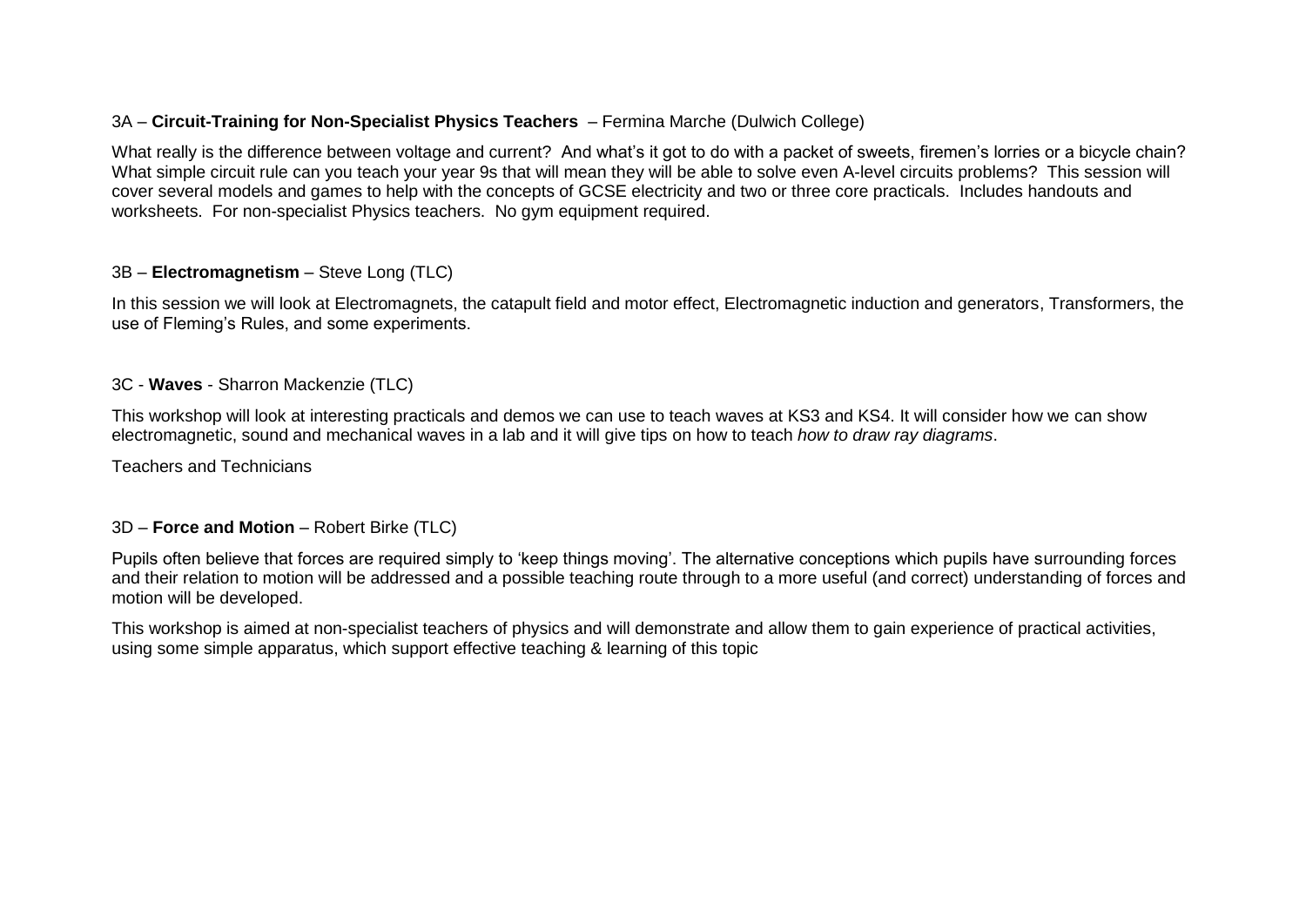3A – **Circuit-Training for Non-Specialist Physics Teachers** – Fermina Marche (Dulwich College)

What really is the difference between voltage and current? And what's it got to do with a packet of sweets, firemen's lorries or a bicycle chain? What simple circuit rule can you teach your year 9s that will mean they will be able to solve even A-level circuits problems? This session will cover several models and games to help with the concepts of GCSE electricity and two or three core practicals. Includes handouts and worksheets. For non-specialist Physics teachers. No gym equipment required.

3B – **Electromagnetism** – Steve Long (TLC)

In this session we will look at Electromagnets, the catapult field and motor effect, Electromagnetic induction and generators, Transformers, the use of Fleming's Rules, and some experiments.

3C - **Waves** - Sharron Mackenzie (TLC)

This workshop will look at interesting practicals and demos we can use to teach waves at KS3 and KS4. It will consider how we can show electromagnetic, sound and mechanical waves in a lab and it will give tips on how to teach *how to draw ray diagrams*.

Teachers and Technicians

3D – **Force and Motion** – Robert Birke (TLC)

Pupils often believe that forces are required simply to 'keep things moving'. The alternative conceptions which pupils have surrounding forces and their relation to motion will be addressed and a possible teaching route through to a more useful (and correct) understanding of forces and motion will be developed.

This workshop is aimed at non-specialist teachers of physics and will demonstrate and allow them to gain experience of practical activities, using some simple apparatus, which support effective teaching & learning of this topic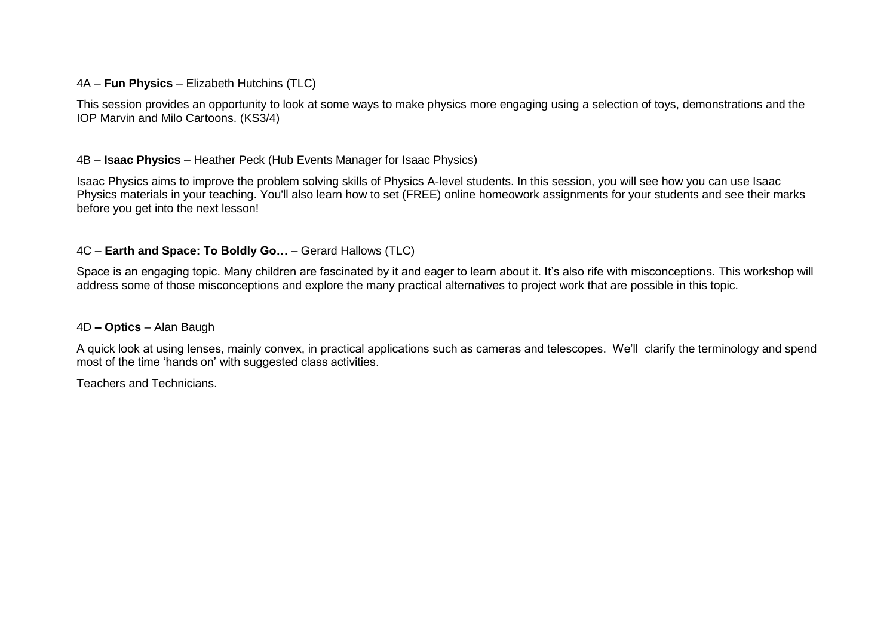4A – **Fun Physics** – Elizabeth Hutchins (TLC)

This session provides an opportunity to look at some ways to make physics more engaging using a selection of toys, demonstrations and the IOP Marvin and Milo Cartoons. (KS3/4)

4B – **Isaac Physics** – Heather Peck (Hub Events Manager for Isaac Physics)

Isaac Physics aims to improve the problem solving skills of Physics A-level students. In this session, you will see how you can use Isaac Physics materials in your teaching. You'll also learn how to set (FREE) online homeowork assignments for your students and see their marks before you get into the next lesson!

4C – **Earth and Space: To Boldly Go…** – Gerard Hallows (TLC)

Space is an engaging topic. Many children are fascinated by it and eager to learn about it. It's also rife with misconceptions. This workshop will address some of those misconceptions and explore the many practical alternatives to project work that are possible in this topic.

4D **– Optics** – Alan Baugh

A quick look at using lenses, mainly convex, in practical applications such as cameras and telescopes. We'll clarify the terminology and spend most of the time 'hands on' with suggested class activities.

Teachers and Technicians.